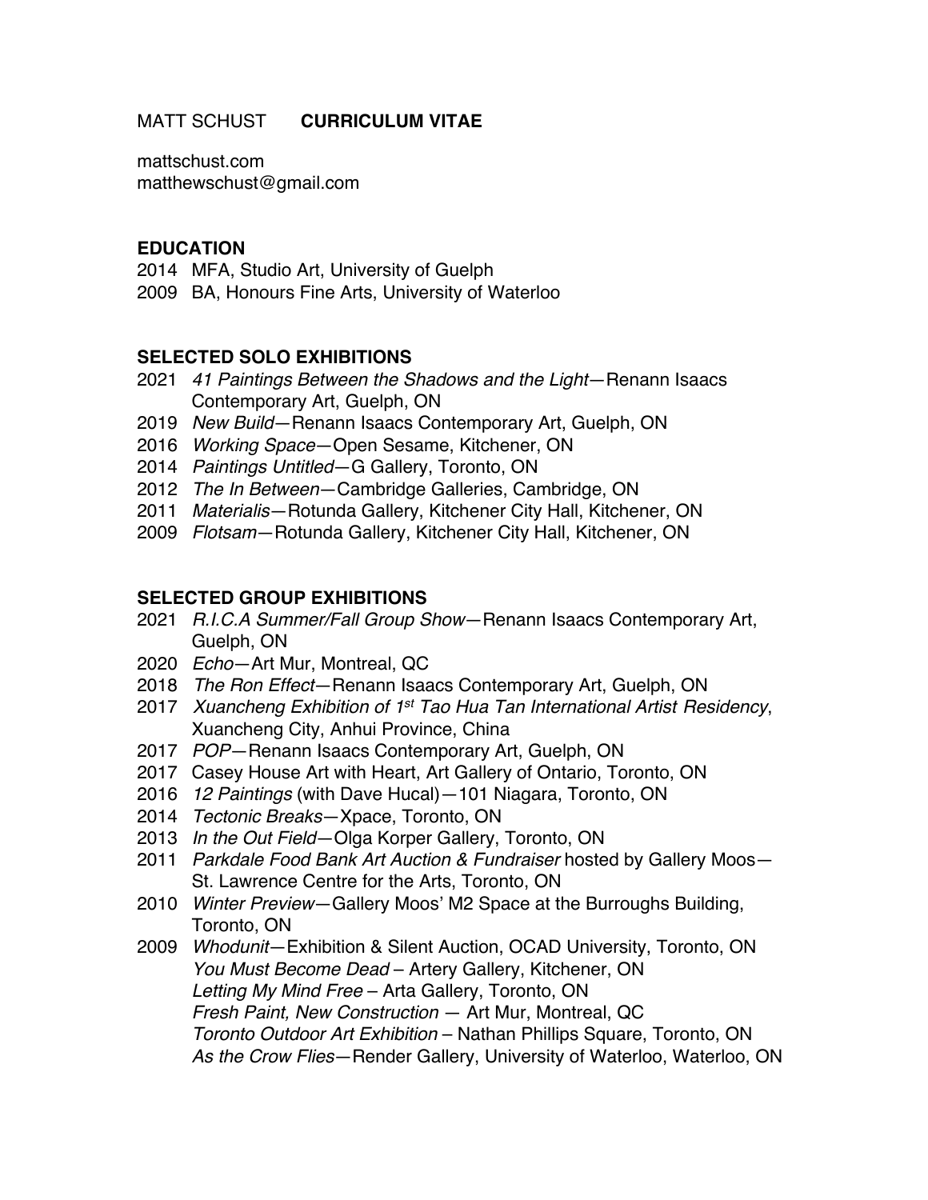MATT SCHUST **CURRICULUM VITAE**

mattschust.com
matthewschust@gmail.com

## EDUCATION

2014 MFA, Studio Art, University of Guelph
2009 BA, Honours Fine Arts, University of Waterloo

## SELECTED SOLO EXHIBITIONS

2021 *41 Paintings Between the Shadows and the Light*—Renann Isaacs Contemporary Art, Guelph, ON
2019 *New Build*—Renann Isaacs Contemporary Art, Guelph, ON
2016 *Working Space*—Open Sesame, Kitchener, ON
2014 *Paintings Untitled*—G Gallery, Toronto, ON
2012 *The In Between*—Cambridge Galleries, Cambridge, ON
2011 *Materialis*—Rotunda Gallery, Kitchener City Hall, Kitchener, ON
2009 *Flotsam*—Rotunda Gallery, Kitchener City Hall, Kitchener, ON

## SELECTED GROUP EXHIBITIONS

2021 *R.I.C.A Summer/Fall Group Show*—Renann Isaacs Contemporary Art, Guelph, ON
2020 *Echo*—Art Mur, Montreal, QC
2018 *The Ron Effect*—Renann Isaacs Contemporary Art, Guelph, ON
2017 *Xuancheng Exhibition of 1st Tao Hua Tan International Artist Residency*, Xuancheng City, Anhui Province, China
2017 *POP*—Renann Isaacs Contemporary Art, Guelph, ON
2017 Casey House Art with Heart, Art Gallery of Ontario, Toronto, ON
2016 *12 Paintings* (with Dave Hucal)—101 Niagara, Toronto, ON
2014 *Tectonic Breaks*—Xpace, Toronto, ON
2013 *In the Out Field*—Olga Korper Gallery, Toronto, ON
2011 *Parkdale Food Bank Art Auction & Fundraiser* hosted by Gallery Moos—St. Lawrence Centre for the Arts, Toronto, ON
2010 *Winter Preview*—Gallery Moos' M2 Space at the Burroughs Building, Toronto, ON
2009 *Whodunit*—Exhibition & Silent Auction, OCAD University, Toronto, ON
*You Must Become Dead* – Artery Gallery, Kitchener, ON
*Letting My Mind Free* – Arta Gallery, Toronto, ON
*Fresh Paint, New Construction* — Art Mur, Montreal, QC
*Toronto Outdoor Art Exhibition* – Nathan Phillips Square, Toronto, ON
*As the Crow Flies*—Render Gallery, University of Waterloo, Waterloo, ON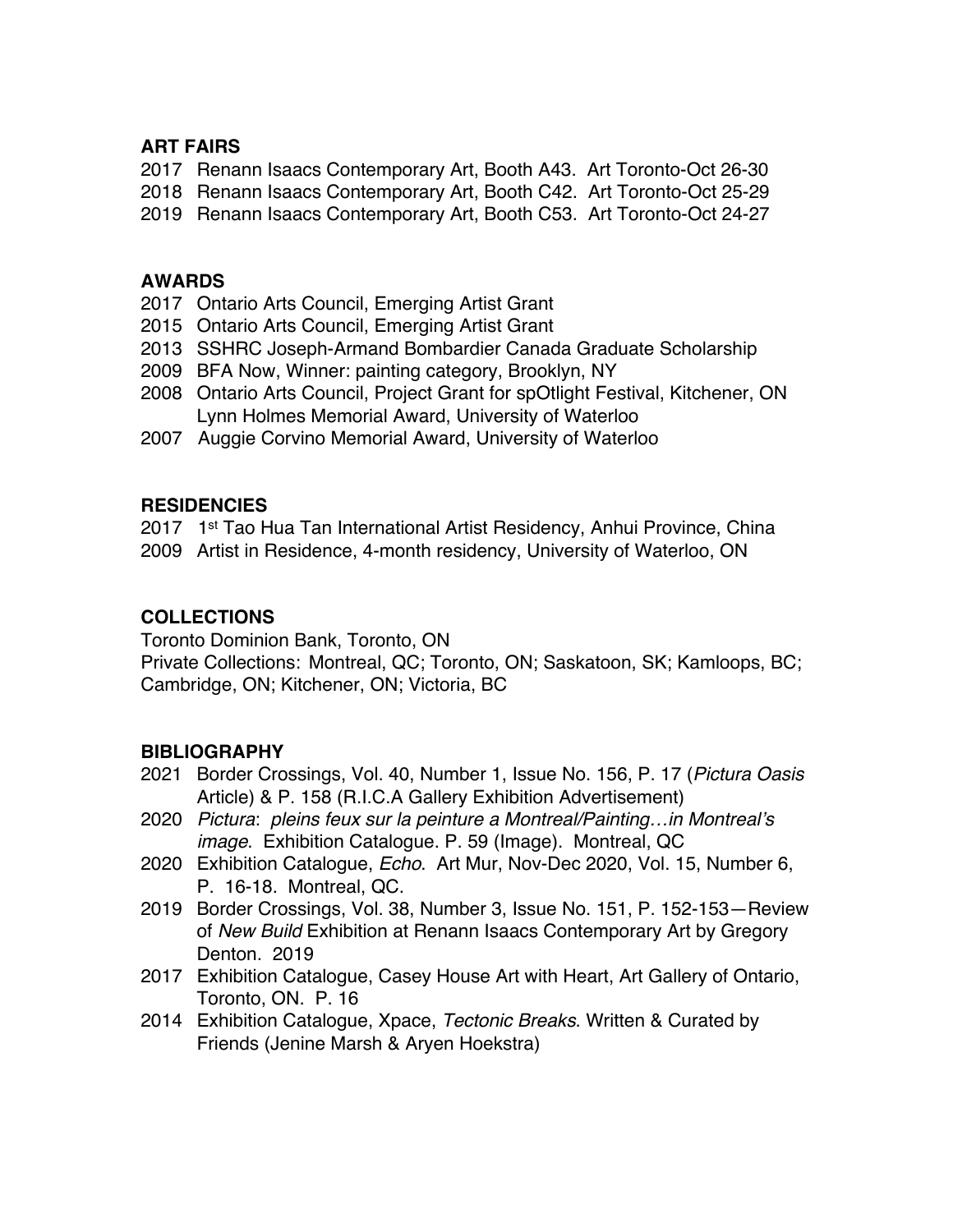## ART FAIRS

2017 Renann Isaacs Contemporary Art, Booth A43. Art Toronto-Oct 26-30
2018 Renann Isaacs Contemporary Art, Booth C42. Art Toronto-Oct 25-29
2019 Renann Isaacs Contemporary Art, Booth C53. Art Toronto-Oct 24-27

## AWARDS

2017 Ontario Arts Council, Emerging Artist Grant
2015 Ontario Arts Council, Emerging Artist Grant
2013 SSHRC Joseph-Armand Bombardier Canada Graduate Scholarship
2009 BFA Now, Winner: painting category, Brooklyn, NY
2008 Ontario Arts Council, Project Grant for spOtlight Festival, Kitchener, ON
Lynn Holmes Memorial Award, University of Waterloo
2007 Auggie Corvino Memorial Award, University of Waterloo

## RESIDENCIES

2017 1st Tao Hua Tan International Artist Residency, Anhui Province, China
2009 Artist in Residence, 4-month residency, University of Waterloo, ON

## COLLECTIONS

Toronto Dominion Bank, Toronto, ON
Private Collections: Montreal, QC; Toronto, ON; Saskatoon, SK; Kamloops, BC; Cambridge, ON; Kitchener, ON; Victoria, BC

## BIBLIOGRAPHY

2021 Border Crossings, Vol. 40, Number 1, Issue No. 156, P. 17 (*Pictura Oasis* Article) & P. 158 (R.I.C.A Gallery Exhibition Advertisement)
2020 *Pictura*: *pleins feux sur la peinture a Montreal/Painting…in Montreal's image*. Exhibition Catalogue. P. 59 (Image). Montreal, QC
2020 Exhibition Catalogue, *Echo*. Art Mur, Nov-Dec 2020, Vol. 15, Number 6, P. 16-18. Montreal, QC.
2019 Border Crossings, Vol. 38, Number 3, Issue No. 151, P. 152-153—Review of *New Build* Exhibition at Renann Isaacs Contemporary Art by Gregory Denton. 2019
2017 Exhibition Catalogue, Casey House Art with Heart, Art Gallery of Ontario, Toronto, ON. P. 16
2014 Exhibition Catalogue, Xpace, *Tectonic Breaks*. Written & Curated by Friends (Jenine Marsh & Aryen Hoekstra)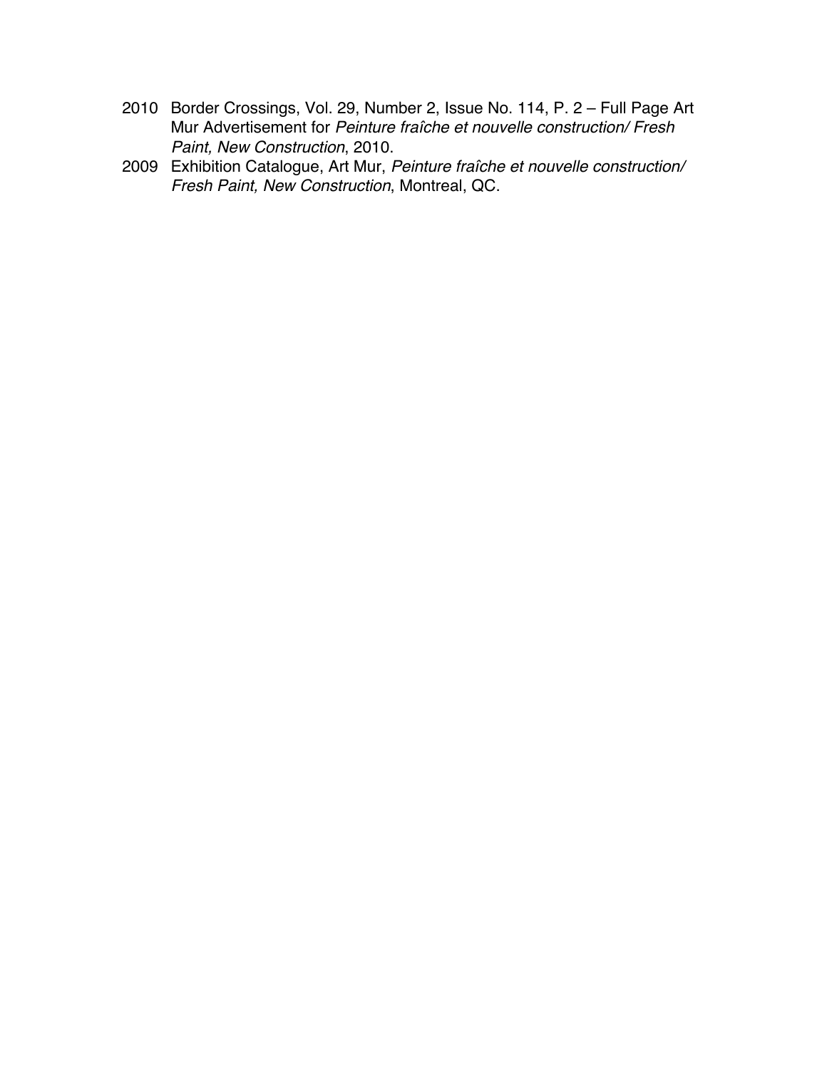2010 Border Crossings, Vol. 29, Number 2, Issue No. 114, P. 2 – Full Page Art Mur Advertisement for *Peinture fraîche et nouvelle construction/ Fresh Paint, New Construction*, 2010.

2009 Exhibition Catalogue, Art Mur, *Peinture fraîche et nouvelle construction/ Fresh Paint, New Construction*, Montreal, QC.